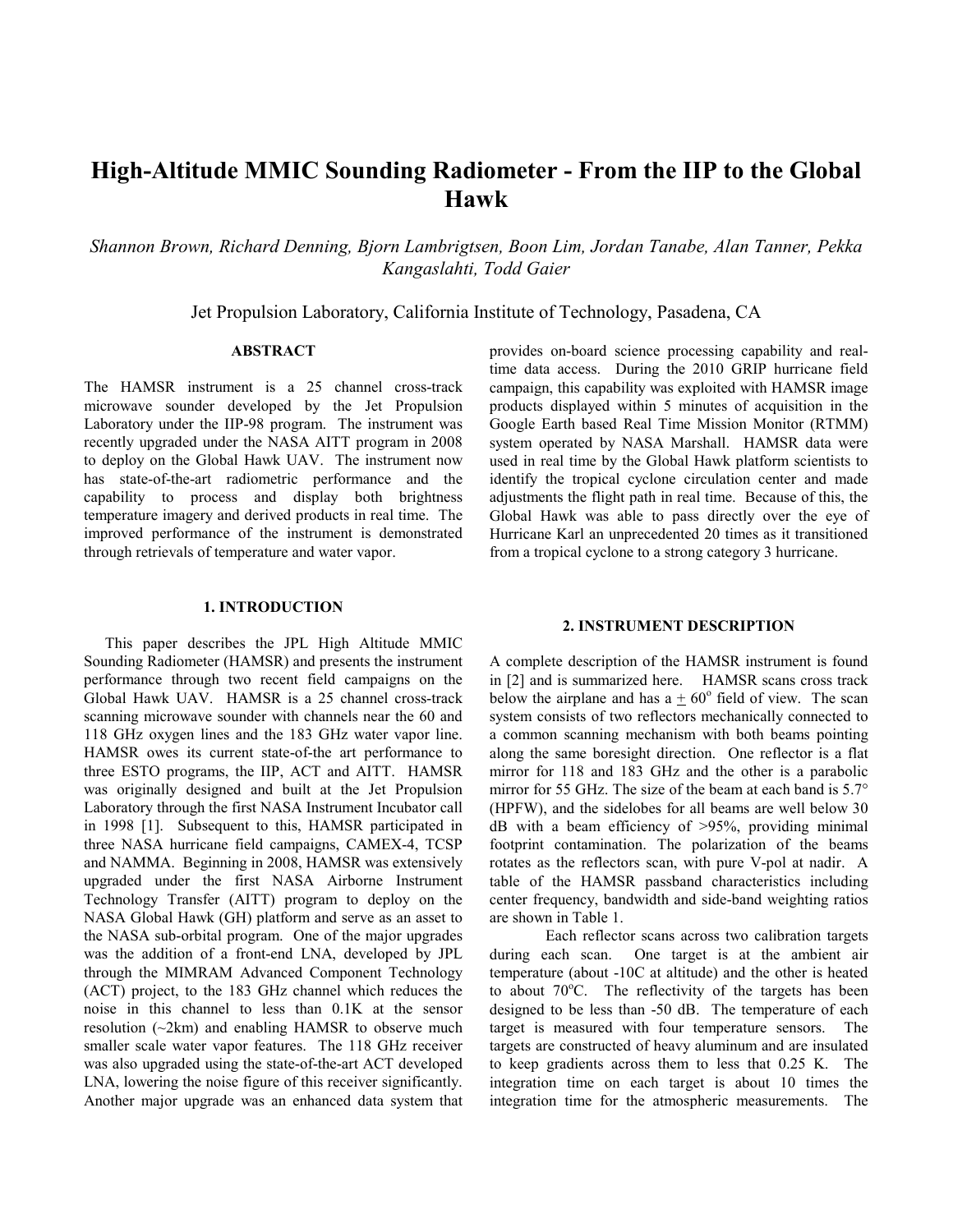# High-Altitude MMIC Sounding Radiometer - From the IIP to the Global Hawk

*Shannon Brown, Richard Denning, Bjorn Lambrigtsen, Boon Lim, Jordan Tanabe, Alan Tanner, Pekka Kangaslahti, Todd Gaier*

Jet Propulsion Laboratory, California Institute of Technology, Pasadena, CA

## ABSTRACT

The HAMSR instrument is a 25 channel cross-track microwave sounder developed by the Jet Propulsion Laboratory under the IIP-98 program. The instrument was recently upgraded under the NASA AITT program in 2008 to deploy on the Global Hawk UAV. The instrument now has state-of-the-art radiometric performance and the capability to process and display both brightness temperature imagery and derived products in real time. The improved performance of the instrument is demonstrated through retrievals of temperature and water vapor.

## 1. INTRODUCTION

This paper describes the JPL High Altitude MMIC Sounding Radiometer (HAMSR) and presents the instrument performance through two recent field campaigns on the Global Hawk UAV. HAMSR is a 25 channel cross-track scanning microwave sounder with channels near the 60 and 118 GHz oxygen lines and the 183 GHz water vapor line. HAMSR owes its current state-of-the art performance to three ESTO programs, the IIP, ACT and AITT. HAMSR was originally designed and built at the Jet Propulsion Laboratory through the first NASA Instrument Incubator call in 1998 [1]. Subsequent to this, HAMSR participated in three NASA hurricane field campaigns, CAMEX-4, TCSP and NAMMA. Beginning in 2008, HAMSR was extensively upgraded under the first NASA Airborne Instrument Technology Transfer (AITT) program to deploy on the NASA Global Hawk (GH) platform and serve as an asset to the NASA sub-orbital program. One of the major upgrades was the addition of a front-end LNA, developed by JPL through the MIMRAM Advanced Component Technology (ACT) project, to the 183 GHz channel which reduces the noise in this channel to less than 0.1K at the sensor resolution (~2km) and enabling HAMSR to observe much smaller scale water vapor features. The 118 GHz receiver was also upgraded using the state-of-the-art ACT developed LNA, lowering the noise figure of this receiver significantly. Another major upgrade was an enhanced data system that provides on-board science processing capability and real-time data access. During the 2010 GRIP hurricane field campaign, this capability was exploited with HAMSR image products displayed within 5 minutes of acquisition in the Google Earth based Real Time Mission Monitor (RTMM) system operated by NASA Marshall. HAMSR data were used in real time by the Global Hawk platform scientists to identify the tropical cyclone circulation center and made adjustments the flight path in real time. Because of this, the Global Hawk was able to pass directly over the eye of Hurricane Karl an unprecedented 20 times as it transitioned from a tropical cyclone to a strong category 3 hurricane.

## 2. INSTRUMENT DESCRIPTION

A complete description of the HAMSR instrument is found in [2] and is summarized here. HAMSR scans cross track below the airplane and has a $\pm$ 60$^{o}$ field of view. The scan system consists of two reflectors mechanically connected to a common scanning mechanism with both beams pointing along the same boresight direction. One reflector is a flat mirror for 118 and 183 GHz and the other is a parabolic mirror for 55 GHz. The size of the beam at each band is 5.7° (HPFW), and the sidelobes for all beams are well below 30 dB with a beam efficiency of >95%, providing minimal footprint contamination. The polarization of the beams rotates as the reflectors scan, with pure V-pol at nadir. A table of the HAMSR passband characteristics including center frequency, bandwidth and side-band weighting ratios are shown in Table 1.

Each reflector scans across two calibration targets during each scan. One target is at the ambient air temperature (about -10C at altitude) and the other is heated to about 70$^{o}$C. The reflectivity of the targets has been designed to be less than -50 dB. The temperature of each target is measured with four temperature sensors. The targets are constructed of heavy aluminum and are insulated to keep gradients across them to less that 0.25 K. The integration time on each target is about 10 times the integration time for the atmospheric measurements. The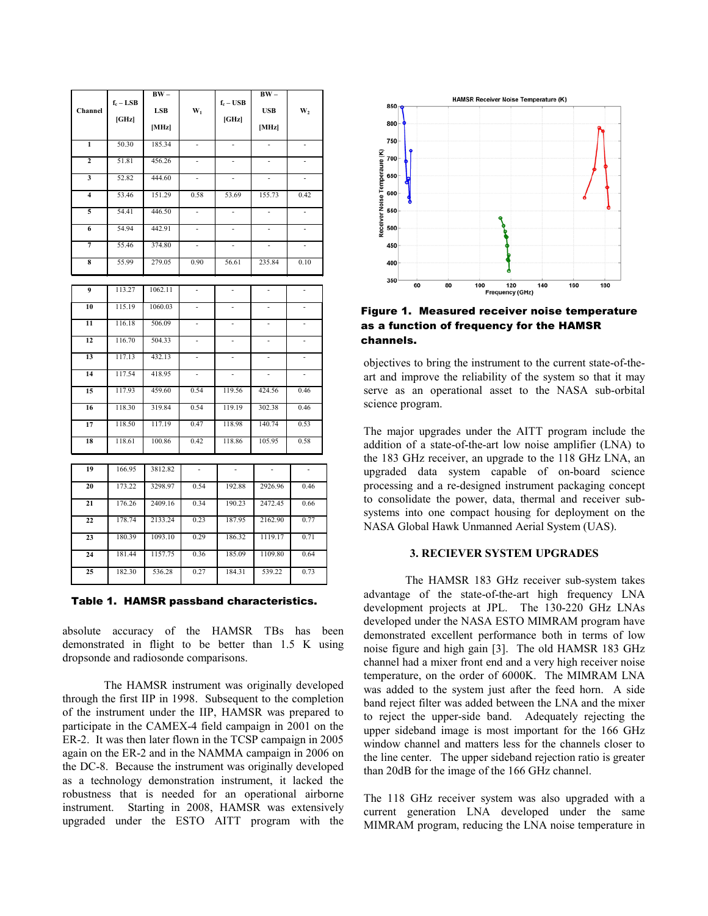| Channel | $f_c$ – LSB [GHz] | BW – LSB [MHz] | $W_1$ | $f_c$ – USB [GHz] | BW – USB [MHz] | $W_2$ |
|---|---|---|---|---|---|---|
| 1 | 50.30 | 185.34 | - | - | - | - |
| 2 | 51.81 | 456.26 | - | - | - | - |
| 3 | 52.82 | 444.60 | - | - | - | - |
| 4 | 53.46 | 151.29 | 0.58 | 53.69 | 155.73 | 0.42 |
| 5 | 54.41 | 446.50 | - | - | - | - |
| 6 | 54.94 | 442.91 | - | - | - | - |
| 7 | 55.46 | 374.80 | - | - | - | - |
| 8 | 55.99 | 279.05 | 0.90 | 56.61 | 235.84 | 0.10 |
| 9 | 113.27 | 1062.11 | - | - | - | - |
| 10 | 115.19 | 1060.03 | - | - | - | - |
| 11 | 116.18 | 506.09 | - | - | - | - |
| 12 | 116.70 | 504.33 | - | - | - | - |
| 13 | 117.13 | 432.13 | - | - | - | - |
| 14 | 117.54 | 418.95 | - | - | - | - |
| 15 | 117.93 | 459.60 | 0.54 | 119.56 | 424.56 | 0.46 |
| 16 | 118.30 | 319.84 | 0.54 | 119.19 | 302.38 | 0.46 |
| 17 | 118.50 | 117.19 | 0.47 | 118.98 | 140.74 | 0.53 |
| 18 | 118.61 | 100.86 | 0.42 | 118.86 | 105.95 | 0.58 |
| 19 | 166.95 | 3812.82 | - | - | - | - |
| 20 | 173.22 | 3298.97 | 0.54 | 192.88 | 2926.96 | 0.46 |
| 21 | 176.26 | 2409.16 | 0.34 | 190.23 | 2472.45 | 0.66 |
| 22 | 178.74 | 2133.24 | 0.23 | 187.95 | 2162.90 | 0.77 |
| 23 | 180.39 | 1093.10 | 0.29 | 186.32 | 1119.17 | 0.71 |
| 24 | 181.44 | 1157.75 | 0.36 | 185.09 | 1109.80 | 0.64 |
| 25 | 182.30 | 536.28 | 0.27 | 184.31 | 539.22 | 0.73 |

**Table 1. HAMSR passband characteristics.**

absolute accuracy of the HAMSR TBs has been demonstrated in flight to be better than 1.5 K using dropsonde and radiosonde comparisons.

The HAMSR instrument was originally developed through the first IIP in 1998. Subsequent to the completion of the instrument under the IIP, HAMSR was prepared to participate in the CAMEX-4 field campaign in 2001 on the ER-2. It was then later flown in the TCSP campaign in 2005 again on the ER-2 and in the NAMMA campaign in 2006 on the DC-8. Because the instrument was originally developed as a technology demonstration instrument, it lacked the robustness that is needed for an operational airborne instrument. Starting in 2008, HAMSR was extensively upgraded under the ESTO AITT program with the objectives to bring the instrument to the current state-of-the-art and improve the reliability of the system so that it may serve as an operational asset to the NASA sub-orbital science program.

**Figure 1. Measured receiver noise temperature as a function of frequency for the HAMSR channels.**

The major upgrades under the AITT program include the addition of a state-of-the-art low noise amplifier (LNA) to the 183 GHz receiver, an upgrade to the 118 GHz LNA, an upgraded data system capable of on-board science processing and a re-designed instrument packaging concept to consolidate the power, data, thermal and receiver sub-systems into one compact housing for deployment on the NASA Global Hawk Unmanned Aerial System (UAS).

### 3. RECIEVER SYSTEM UPGRADES

The HAMSR 183 GHz receiver sub-system takes advantage of the state-of-the-art high frequency LNA development projects at JPL. The 130-220 GHz LNAs developed under the NASA ESTO MIMRAM program have demonstrated excellent performance both in terms of low noise figure and high gain [3]. The old HAMSR 183 GHz channel had a mixer front end and a very high receiver noise temperature, on the order of 6000K. The MIMRAM LNA was added to the system just after the feed horn. A side band reject filter was added between the LNA and the mixer to reject the upper-side band. Adequately rejecting the upper sideband image is most important for the 166 GHz window channel and matters less for the channels closer to the line center. The upper sideband rejection ratio is greater than 20dB for the image of the 166 GHz channel.

The 118 GHz receiver system was also upgraded with a current generation LNA developed under the same MIMRAM program, reducing the LNA noise temperature in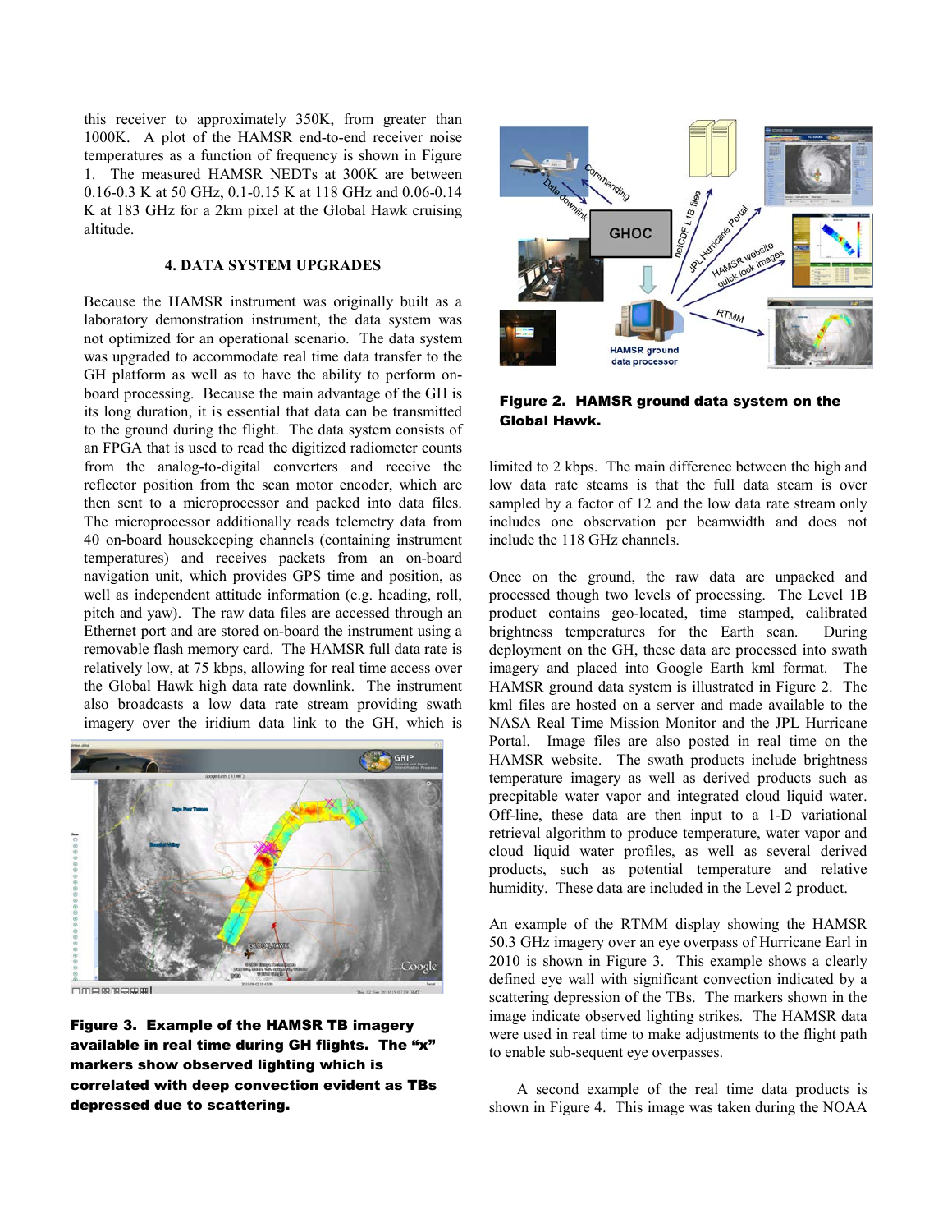this receiver to approximately 350K, from greater than 1000K. A plot of the HAMSR end-to-end receiver noise temperatures as a function of frequency is shown in Figure 1. The measured HAMSR NEDTs at 300K are between 0.16-0.3 K at 50 GHz, 0.1-0.15 K at 118 GHz and 0.06-0.14 K at 183 GHz for a 2km pixel at the Global Hawk cruising altitude.

## 4. DATA SYSTEM UPGRADES

Because the HAMSR instrument was originally built as a laboratory demonstration instrument, the data system was not optimized for an operational scenario. The data system was upgraded to accommodate real time data transfer to the GH platform as well as to have the ability to perform on-board processing. Because the main advantage of the GH is its long duration, it is essential that data can be transmitted to the ground during the flight. The data system consists of an FPGA that is used to read the digitized radiometer counts from the analog-to-digital converters and receive the reflector position from the scan motor encoder, which are then sent to a microprocessor and packed into data files. The microprocessor additionally reads telemetry data from 40 on-board housekeeping channels (containing instrument temperatures) and receives packets from an on-board navigation unit, which provides GPS time and position, as well as independent attitude information (e.g. heading, roll, pitch and yaw). The raw data files are accessed through an Ethernet port and are stored on-board the instrument using a removable flash memory card. The HAMSR full data rate is relatively low, at 75 kbps, allowing for real time access over the Global Hawk high data rate downlink. The instrument also broadcasts a low data rate stream providing swath imagery over the iridium data link to the GH, which is limited to 2 kbps. The main difference between the high and low data rate steams is that the full data steam is over sampled by a factor of 12 and the low data rate stream only includes one observation per beamwidth and does not include the 118 GHz channels.

**Figure 3. Example of the HAMSR TB imagery available in real time during GH flights. The "x" markers show observed lighting which is correlated with deep convection evident as TBs depressed due to scattering.**

**Figure 2. HAMSR ground data system on the Global Hawk.**

Once on the ground, the raw data are unpacked and processed though two levels of processing. The Level 1B product contains geo-located, time stamped, calibrated brightness temperatures for the Earth scan. During deployment on the GH, these data are processed into swath imagery and placed into Google Earth kml format. The HAMSR ground data system is illustrated in Figure 2. The kml files are hosted on a server and made available to the NASA Real Time Mission Monitor and the JPL Hurricane Portal. Image files are also posted in real time on the HAMSR website. The swath products include brightness temperature imagery as well as derived products such as precpitable water vapor and integrated cloud liquid water. Off-line, these data are then input to a 1-D variational retrieval algorithm to produce temperature, water vapor and cloud liquid water profiles, as well as several derived products, such as potential temperature and relative humidity. These data are included in the Level 2 product.

An example of the RTMM display showing the HAMSR 50.3 GHz imagery over an eye overpass of Hurricane Earl in 2010 is shown in Figure 3. This example shows a clearly defined eye wall with significant convection indicated by a scattering depression of the TBs. The markers shown in the image indicate observed lighting strikes. The HAMSR data were used in real time to make adjustments to the flight path to enable sub-sequent eye overpasses.

A second example of the real time data products is shown in Figure 4. This image was taken during the NOAA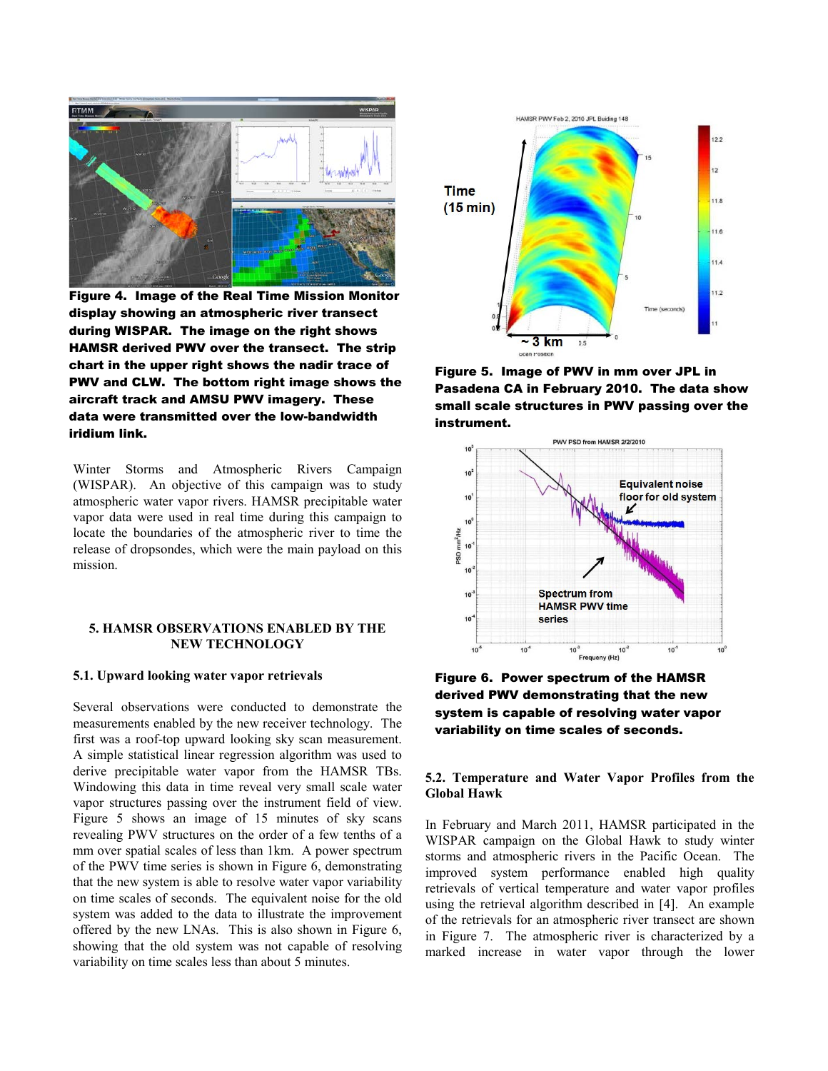**Figure 4. Image of the Real Time Mission Monitor display showing an atmospheric river transect during WISPAR. The image on the right shows HAMSR derived PWV over the transect. The strip chart in the upper right shows the nadir trace of PWV and CLW. The bottom right image shows the aircraft track and AMSU PWV imagery. These data were transmitted over the low-bandwidth iridium link.**

Winter Storms and Atmospheric Rivers Campaign (WISPAR). An objective of this campaign was to study atmospheric water vapor rivers. HAMSR precipitable water vapor data were used in real time during this campaign to locate the boundaries of the atmospheric river to time the release of dropsondes, which were the main payload on this mission.

## 5. HAMSR OBSERVATIONS ENABLED BY THE NEW TECHNOLOGY

### 5.1. Upward looking water vapor retrievals

Several observations were conducted to demonstrate the measurements enabled by the new receiver technology. The first was a roof-top upward looking sky scan measurement. A simple statistical linear regression algorithm was used to derive precipitable water vapor from the HAMSR TBs. Windowing this data in time reveal very small scale water vapor structures passing over the instrument field of view. Figure 5 shows an image of 15 minutes of sky scans revealing PWV structures on the order of a few tenths of a mm over spatial scales of less than 1km. A power spectrum of the PWV time series is shown in Figure 6, demonstrating that the new system is able to resolve water vapor variability on time scales of seconds. The equivalent noise for the old system was added to the data to illustrate the improvement offered by the new LNAs. This is also shown in Figure 6, showing that the old system was not capable of resolving variability on time scales less than about 5 minutes.

**Figure 5. Image of PWV in mm over JPL in Pasadena CA in February 2010. The data show small scale structures in PWV passing over the instrument.**

**Figure 6. Power spectrum of the HAMSR derived PWV demonstrating that the new system is capable of resolving water vapor variability on time scales of seconds.**

### 5.2. Temperature and Water Vapor Profiles from the Global Hawk

In February and March 2011, HAMSR participated in the WISPAR campaign on the Global Hawk to study winter storms and atmospheric rivers in the Pacific Ocean. The improved system performance enabled high quality retrievals of vertical temperature and water vapor profiles using the retrieval algorithm described in [4]. An example of the retrievals for an atmospheric river transect are shown in Figure 7. The atmospheric river is characterized by a marked increase in water vapor through the lower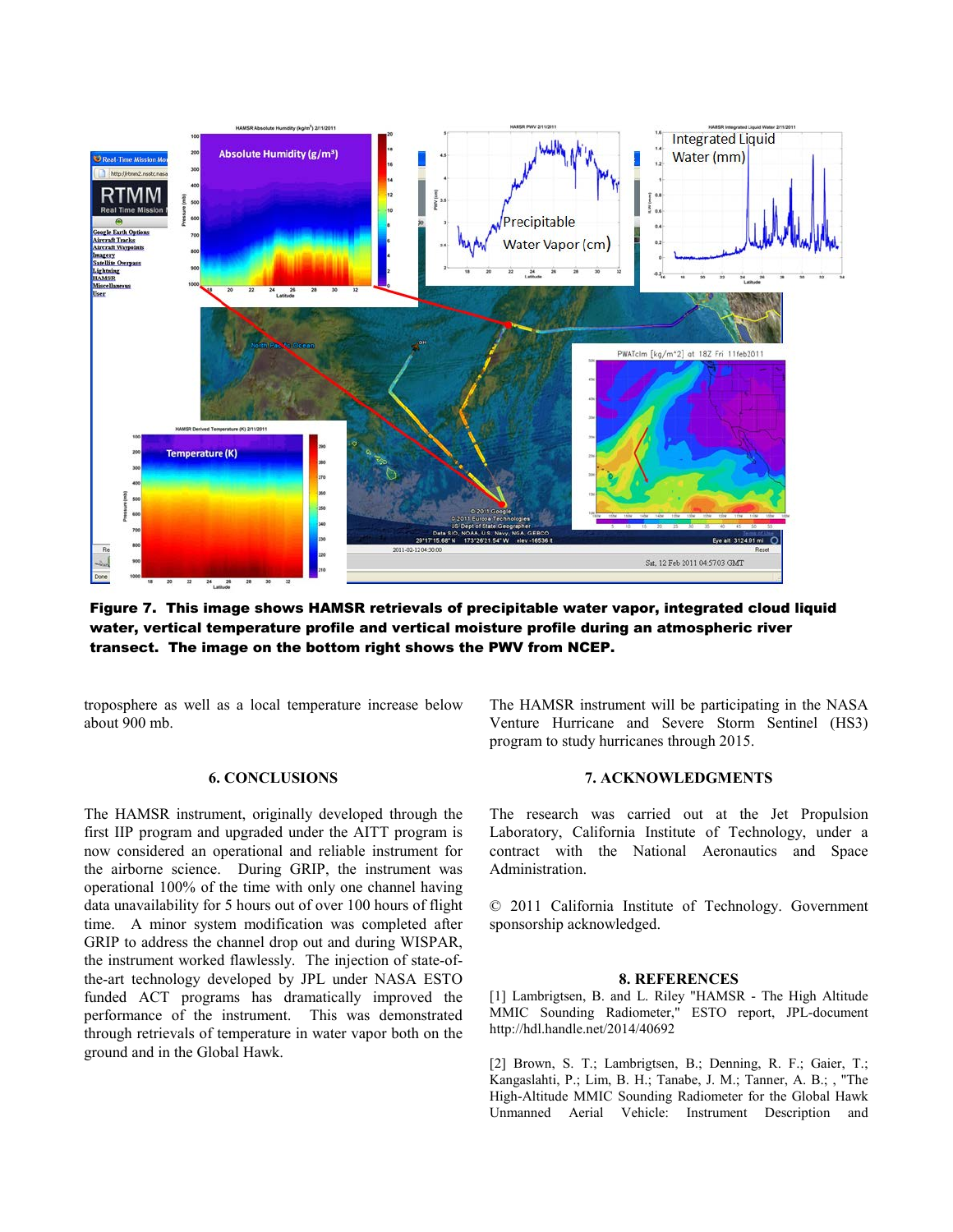**Figure 7. This image shows HAMSR retrievals of precipitable water vapor, integrated cloud liquid water, vertical temperature profile and vertical moisture profile during an atmospheric river transect. The image on the bottom right shows the PWV from NCEP.**

troposphere as well as a local temperature increase below about 900 mb.

### 6. CONCLUSIONS

The HAMSR instrument, originally developed through the first IIP program and upgraded under the AITT program is now considered an operational and reliable instrument for the airborne science. During GRIP, the instrument was operational 100% of the time with only one channel having data unavailability for 5 hours out of over 100 hours of flight time. A minor system modification was completed after GRIP to address the channel drop out and during WISPAR, the instrument worked flawlessly. The injection of state-of-the-art technology developed by JPL under NASA ESTO funded ACT programs has dramatically improved the performance of the instrument. This was demonstrated through retrievals of temperature in water vapor both on the ground and in the Global Hawk.

The HAMSR instrument will be participating in the NASA Venture Hurricane and Severe Storm Sentinel (HS3) program to study hurricanes through 2015.

### 7. ACKNOWLEDGMENTS

The research was carried out at the Jet Propulsion Laboratory, California Institute of Technology, under a contract with the National Aeronautics and Space Administration.

© 2011 California Institute of Technology. Government sponsorship acknowledged.

### 8. REFERENCES

[1] Lambrigtsen, B. and L. Riley "HAMSR - The High Altitude MMIC Sounding Radiometer," ESTO report, JPL-document http://hdl.handle.net/2014/40692

[2] Brown, S. T.; Lambrigtsen, B.; Denning, R. F.; Gaier, T.; Kangaslahti, P.; Lim, B. H.; Tanabe, J. M.; Tanner, A. B.; , "The High-Altitude MMIC Sounding Radiometer for the Global Hawk Unmanned Aerial Vehicle: Instrument Description and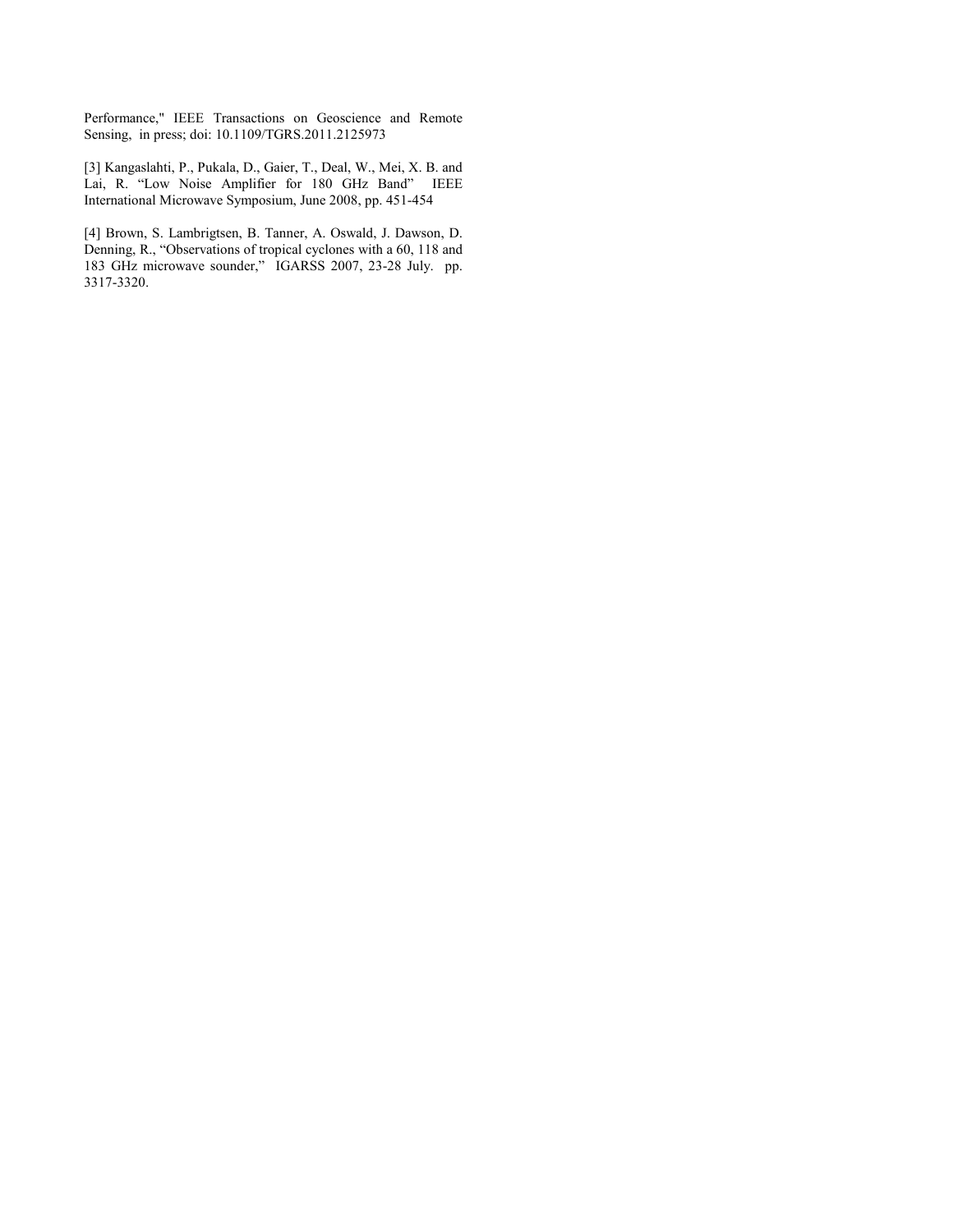Performance," IEEE Transactions on Geoscience and Remote Sensing, in press; doi: 10.1109/TGRS.2011.2125973

[3] Kangaslahti, P., Pukala, D., Gaier, T., Deal, W., Mei, X. B. and Lai, R. "Low Noise Amplifier for 180 GHz Band" IEEE International Microwave Symposium, June 2008, pp. 451-454

[4] Brown, S. Lambrigtsen, B. Tanner, A. Oswald, J. Dawson, D. Denning, R., "Observations of tropical cyclones with a 60, 118 and 183 GHz microwave sounder," IGARSS 2007, 23-28 July. pp. 3317-3320.